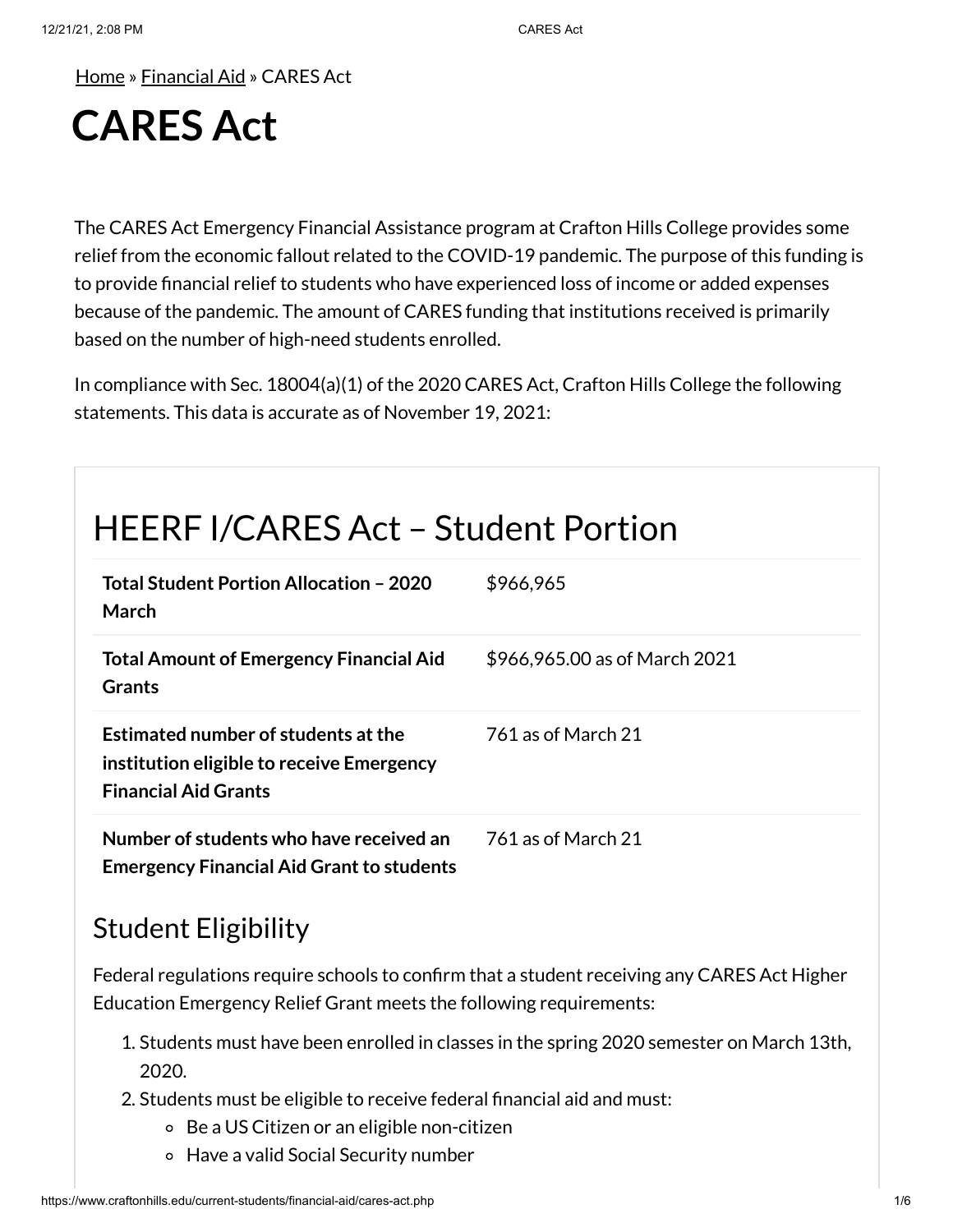Home » Financial Aid » CARES Act

# CARES Act

The CARES Act Emergency Financial Assistance program at Crafton Hills College provides some relief from the economic fallout related to the COVID-19 pandemic. The purpose of this funding is to provide financial relief to students who have experienced loss of income or added expenses because of the pandemic. The amount of CARES funding that institutions received is primarily based on the number of high-need students enrolled.

In compliance with Sec. 18004(a)(1) of the 2020 CARES Act, Crafton Hills College the following statements. This data is accurate as of November 19, 2021:

## HEERF I/CARES Act – Student Portion

| | |
|---|---|
| **Total Student Portion Allocation – 2020 March** | $966,965 |
| **Total Amount of Emergency Financial Aid Grants** | $966,965.00 as of March 2021 |
| **Estimated number of students at the institution eligible to receive Emergency Financial Aid Grants** | 761 as of March 21 |
| **Number of students who have received an Emergency Financial Aid Grant to students** | 761 as of March 21 |

### Student Eligibility

Federal regulations require schools to confirm that a student receiving any CARES Act Higher Education Emergency Relief Grant meets the following requirements:

1. Students must have been enrolled in classes in the spring 2020 semester on March 13th, 2020.
2. Students must be eligible to receive federal financial aid and must:
   - Be a US Citizen or an eligible non-citizen
   - Have a valid Social Security number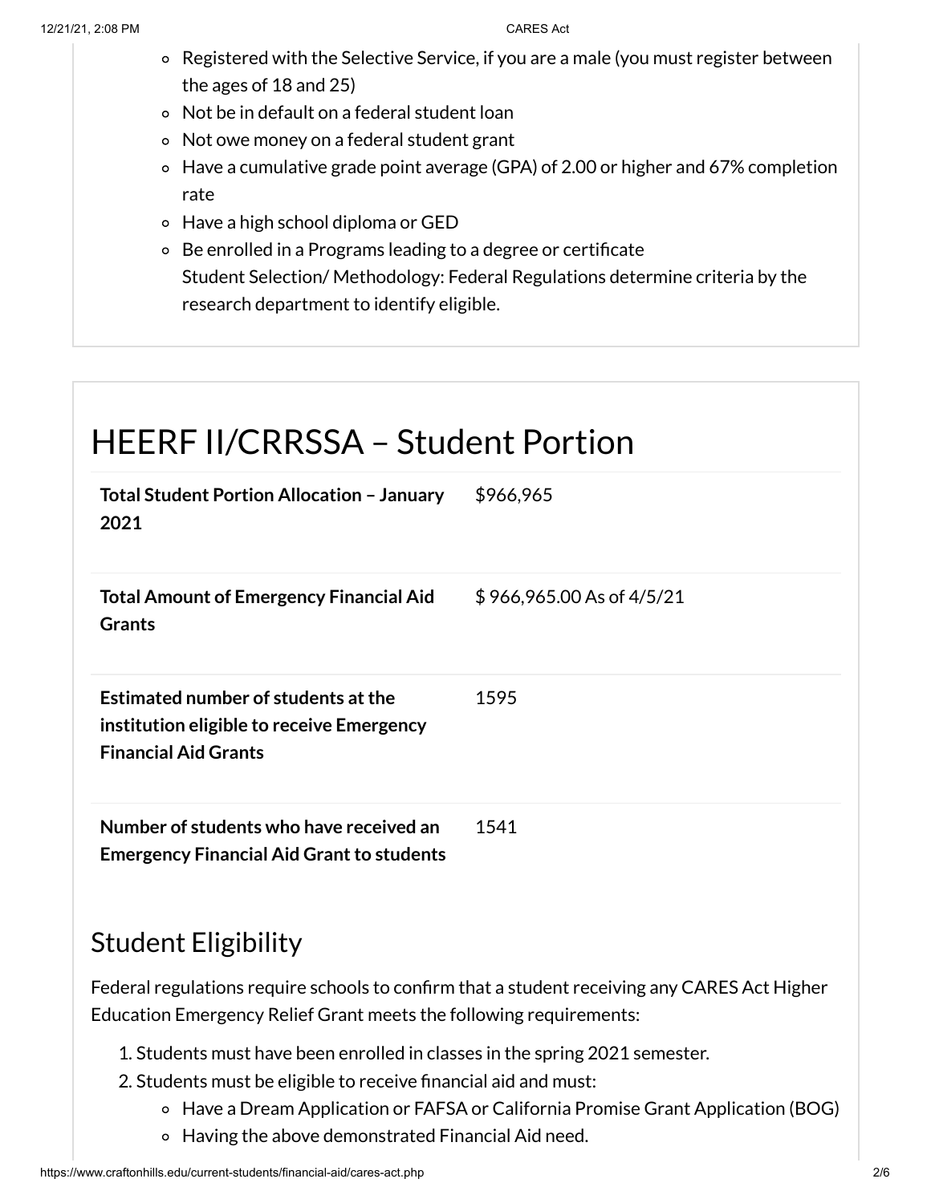- Registered with the Selective Service, if you are a male (you must register between the ages of 18 and 25)
- Not be in default on a federal student loan
- Not owe money on a federal student grant
- Have a cumulative grade point average (GPA) of 2.00 or higher and 67% completion rate
- Have a high school diploma or GED
- Be enrolled in a Programs leading to a degree or certificate
  Student Selection/ Methodology: Federal Regulations determine criteria by the research department to identify eligible.

# HEERF II/CRRSSA – Student Portion

| | |
|---|---|
| **Total Student Portion Allocation – January 2021** | $966,965 |
| **Total Amount of Emergency Financial Aid Grants** | $ 966,965.00 As of 4/5/21 |
| **Estimated number of students at the institution eligible to receive Emergency Financial Aid Grants** | 1595 |
| **Number of students who have received an Emergency Financial Aid Grant to students** | 1541 |

## Student Eligibility

Federal regulations require schools to confirm that a student receiving any CARES Act Higher Education Emergency Relief Grant meets the following requirements:

1. Students must have been enrolled in classes in the spring 2021 semester.
2. Students must be eligible to receive financial aid and must:
   - Have a Dream Application or FAFSA or California Promise Grant Application (BOG)
   - Having the above demonstrated Financial Aid need.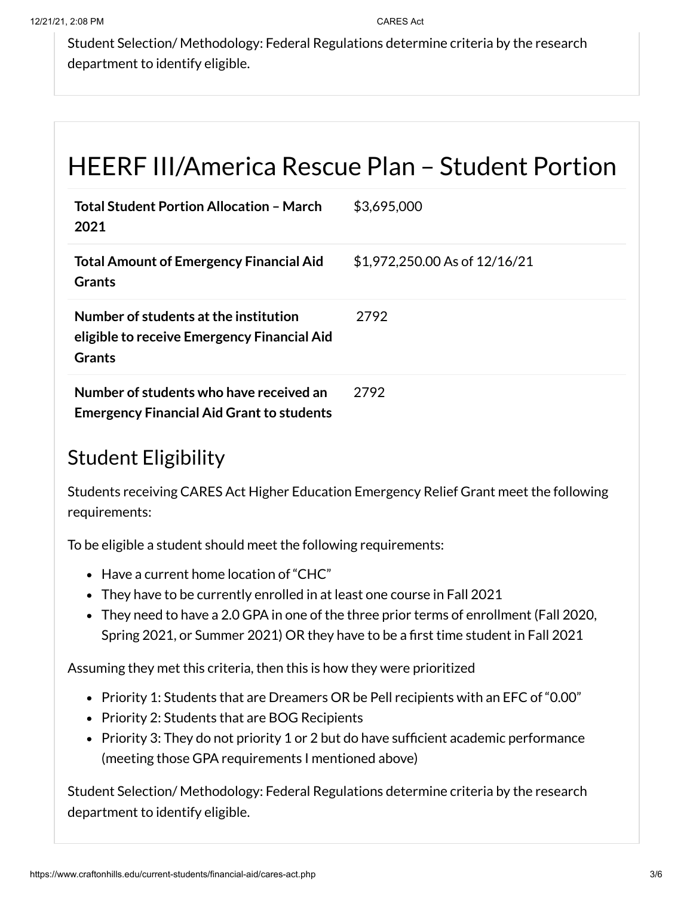Student Selection/ Methodology: Federal Regulations determine criteria by the research department to identify eligible.

# HEERF III/America Rescue Plan – Student Portion

| | |
|---|---|
| **Total Student Portion Allocation – March 2021** | $3,695,000 |
| **Total Amount of Emergency Financial Aid Grants** | $1,972,250.00 As of 12/16/21 |
| **Number of students at the institution eligible to receive Emergency Financial Aid Grants** | 2792 |
| **Number of students who have received an Emergency Financial Aid Grant to students** | 2792 |

## Student Eligibility

Students receiving CARES Act Higher Education Emergency Relief Grant meet the following requirements:

To be eligible a student should meet the following requirements:

- Have a current home location of "CHC"
- They have to be currently enrolled in at least one course in Fall 2021
- They need to have a 2.0 GPA in one of the three prior terms of enrollment (Fall 2020, Spring 2021, or Summer 2021) OR they have to be a first time student in Fall 2021

Assuming they met this criteria, then this is how they were prioritized

- Priority 1: Students that are Dreamers OR be Pell recipients with an EFC of "0.00"
- Priority 2: Students that are BOG Recipients
- Priority 3: They do not priority 1 or 2 but do have sufficient academic performance (meeting those GPA requirements I mentioned above)

Student Selection/ Methodology: Federal Regulations determine criteria by the research department to identify eligible.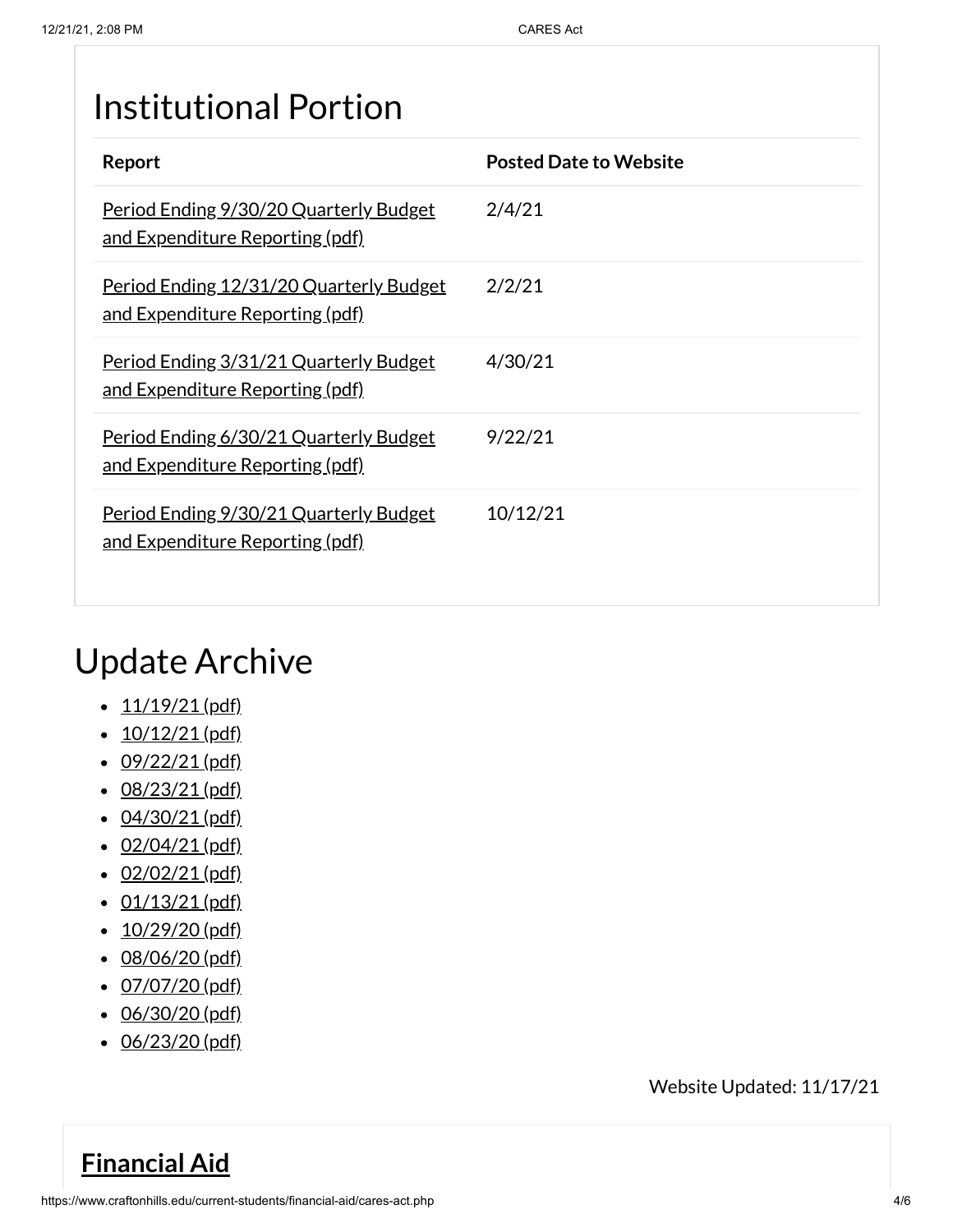## Institutional Portion

| Report | Posted Date to Website |
| --- | --- |
| Period Ending 9/30/20 Quarterly Budget and Expenditure Reporting (pdf) | 2/4/21 |
| Period Ending 12/31/20 Quarterly Budget and Expenditure Reporting (pdf) | 2/2/21 |
| Period Ending 3/31/21 Quarterly Budget and Expenditure Reporting (pdf) | 4/30/21 |
| Period Ending 6/30/21 Quarterly Budget and Expenditure Reporting (pdf) | 9/22/21 |
| Period Ending 9/30/21 Quarterly Budget and Expenditure Reporting (pdf) | 10/12/21 |

# Update Archive

- 11/19/21 (pdf)
- 10/12/21 (pdf)
- 09/22/21 (pdf)
- 08/23/21 (pdf)
- 04/30/21 (pdf)
- 02/04/21 (pdf)
- 02/02/21 (pdf)
- 01/13/21 (pdf)
- 10/29/20 (pdf)
- 08/06/20 (pdf)
- 07/07/20 (pdf)
- 06/30/20 (pdf)
- 06/23/20 (pdf)

Website Updated: 11/17/21

## **Financial Aid**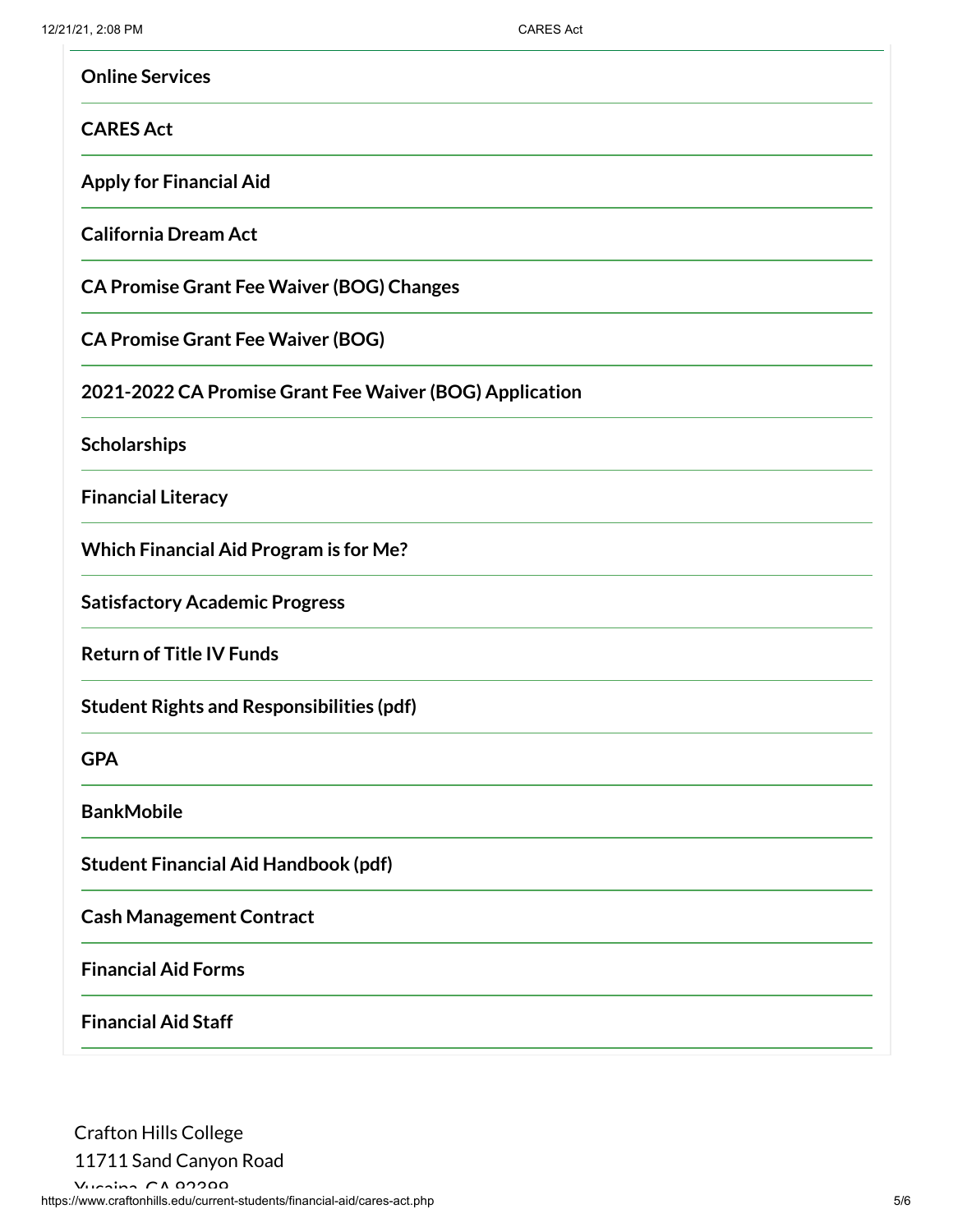**Online Services**

**CARES Act**

**Apply for Financial Aid**

**California Dream Act**

**CA Promise Grant Fee Waiver (BOG) Changes**

**CA Promise Grant Fee Waiver (BOG)**

**2021-2022 CA Promise Grant Fee Waiver (BOG) Application**

**Scholarships**

**Financial Literacy**

**Which Financial Aid Program is for Me?**

**Satisfactory Academic Progress**

**Return of Title IV Funds**

**Student Rights and Responsibilities (pdf)**

**GPA**

**BankMobile**

**Student Financial Aid Handbook (pdf)**

**Cash Management Contract**

**Financial Aid Forms**

**Financial Aid Staff**

Crafton Hills College
11711 Sand Canyon Road
Yucaipa, CA 92399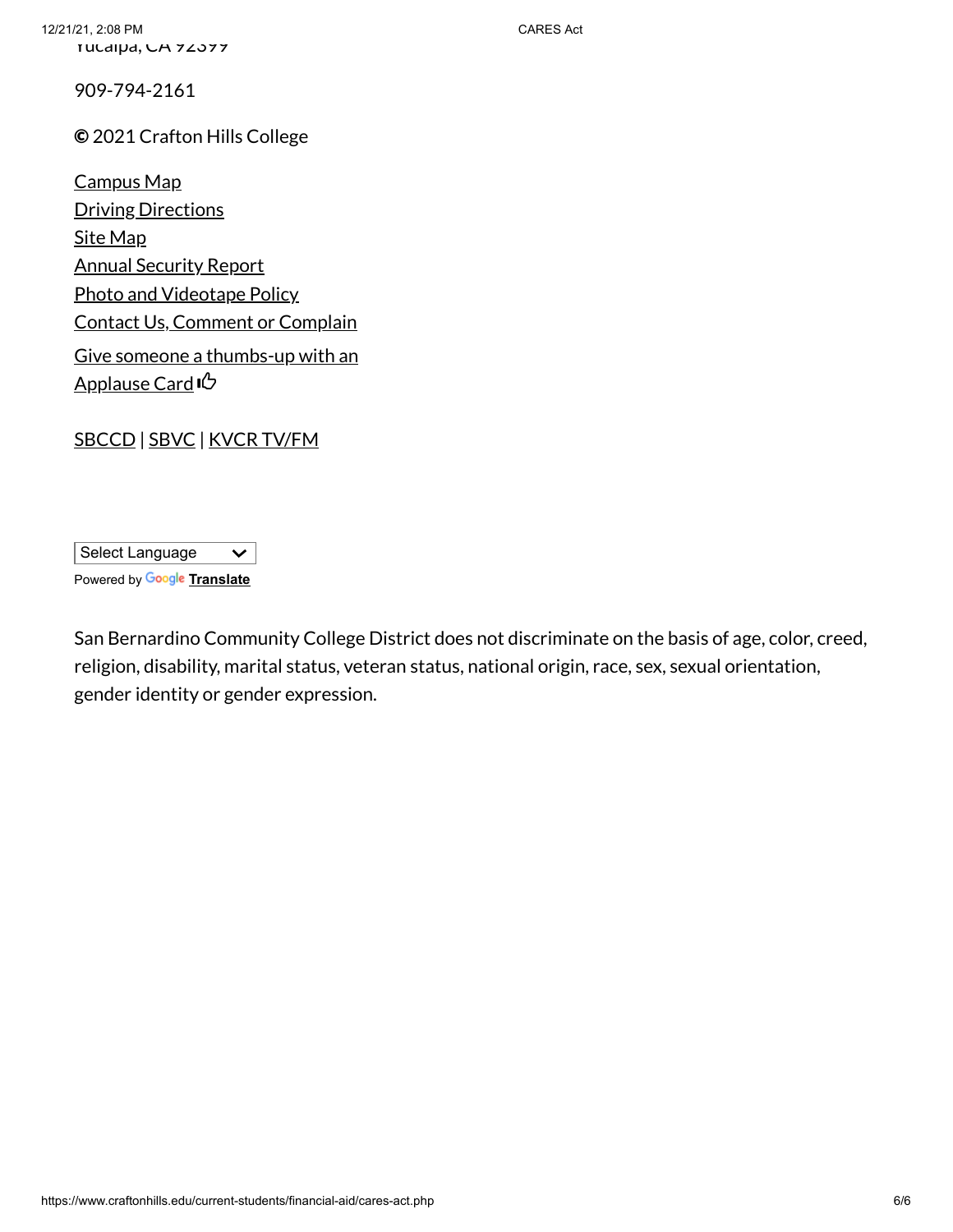Yucaipa, CA 92399

909-794-2161

**©** 2021 Crafton Hills College

Campus Map
Driving Directions
Site Map
Annual Security Report
Photo and Videotape Policy
Contact Us, Comment or Complain
Give someone a thumbs-up with an Applause Card

SBCCD | SBVC | KVCR TV/FM

Select Language
Powered by Google **Translate**

San Bernardino Community College District does not discriminate on the basis of age, color, creed, religion, disability, marital status, veteran status, national origin, race, sex, sexual orientation, gender identity or gender expression.